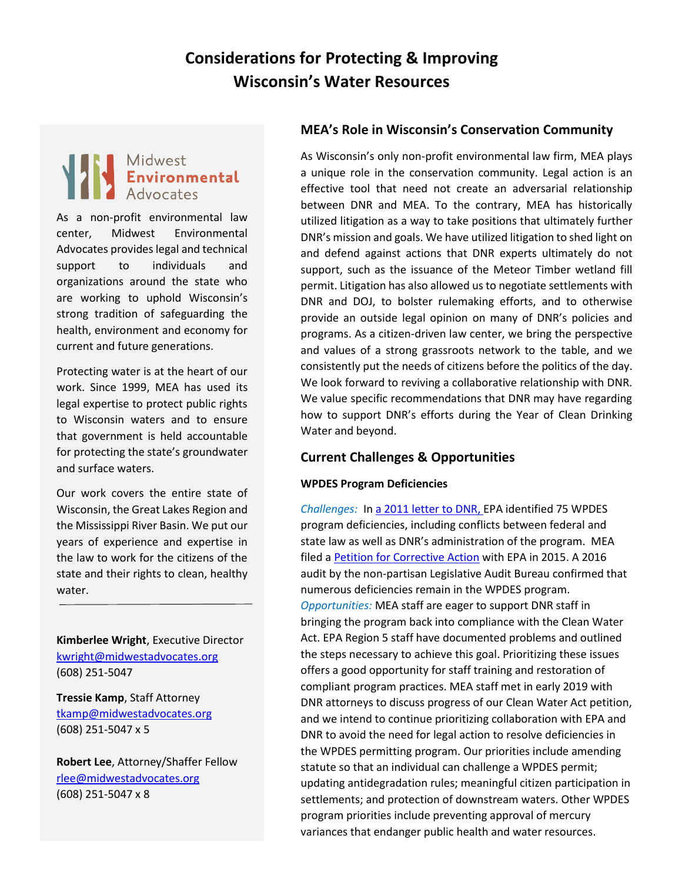# Considerations for Protecting & Improving Wisconsin's Water Resources

Midwest Environmental Advocates

As a non-profit environmental law center, Midwest Environmental Advocates provides legal and technical support to individuals and organizations around the state who are working to uphold Wisconsin's strong tradition of safeguarding the health, environment and economy for current and future generations.

Protecting water is at the heart of our work. Since 1999, MEA has used its legal expertise to protect public rights to Wisconsin waters and to ensure that government is held accountable for protecting the state's groundwater and surface waters.

Our work covers the entire state of Wisconsin, the Great Lakes Region and the Mississippi River Basin. We put our years of experience and expertise in the law to work for the citizens of the state and their rights to clean, healthy water.

---

**Kimberlee Wright**, Executive Director
kwright@midwestadvocates.org
(608) 251-5047

**Tressie Kamp**, Staff Attorney
tkamp@midwestadvocates.org
(608) 251-5047 x 5

**Robert Lee**, Attorney/Shaffer Fellow
rlee@midwestadvocates.org
(608) 251-5047 x 8

## MEA's Role in Wisconsin's Conservation Community

As Wisconsin's only non-profit environmental law firm, MEA plays a unique role in the conservation community. Legal action is an effective tool that need not create an adversarial relationship between DNR and MEA. To the contrary, MEA has historically utilized litigation as a way to take positions that ultimately further DNR's mission and goals. We have utilized litigation to shed light on and defend against actions that DNR experts ultimately do not support, such as the issuance of the Meteor Timber wetland fill permit. Litigation has also allowed us to negotiate settlements with DNR and DOJ, to bolster rulemaking efforts, and to otherwise provide an outside legal opinion on many of DNR's policies and programs. As a citizen-driven law center, we bring the perspective and values of a strong grassroots network to the table, and we consistently put the needs of citizens before the politics of the day. We look forward to reviving a collaborative relationship with DNR. We value specific recommendations that DNR may have regarding how to support DNR's efforts during the Year of Clean Drinking Water and beyond.

## Current Challenges & Opportunities

### WPDES Program Deficiencies

*Challenges:* In a 2011 letter to DNR, EPA identified 75 WPDES program deficiencies, including conflicts between federal and state law as well as DNR's administration of the program. MEA filed a Petition for Corrective Action with EPA in 2015. A 2016 audit by the non-partisan Legislative Audit Bureau confirmed that numerous deficiencies remain in the WPDES program.
*Opportunities:* MEA staff are eager to support DNR staff in bringing the program back into compliance with the Clean Water Act. EPA Region 5 staff have documented problems and outlined the steps necessary to achieve this goal. Prioritizing these issues offers a good opportunity for staff training and restoration of compliant program practices. MEA staff met in early 2019 with DNR attorneys to discuss progress of our Clean Water Act petition, and we intend to continue prioritizing collaboration with EPA and DNR to avoid the need for legal action to resolve deficiencies in the WPDES permitting program. Our priorities include amending statute so that an individual can challenge a WPDES permit; updating antidegradation rules; meaningful citizen participation in settlements; and protection of downstream waters. Other WPDES program priorities include preventing approval of mercury variances that endanger public health and water resources.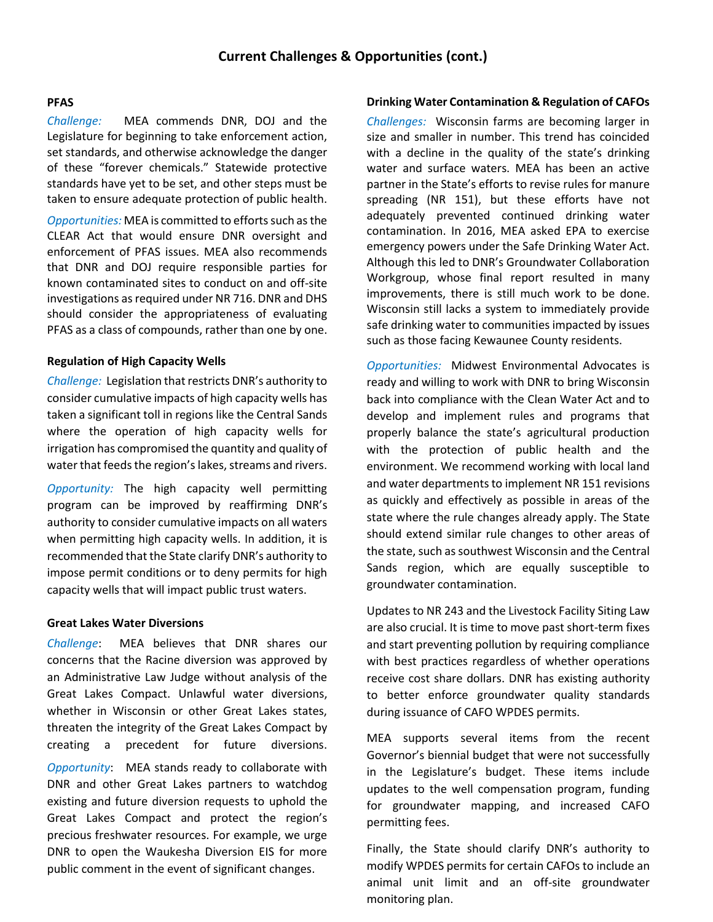## Current Challenges & Opportunities (cont.)

### PFAS

*Challenge:* MEA commends DNR, DOJ and the Legislature for beginning to take enforcement action, set standards, and otherwise acknowledge the danger of these "forever chemicals." Statewide protective standards have yet to be set, and other steps must be taken to ensure adequate protection of public health.

*Opportunities:* MEA is committed to efforts such as the CLEAR Act that would ensure DNR oversight and enforcement of PFAS issues. MEA also recommends that DNR and DOJ require responsible parties for known contaminated sites to conduct on and off-site investigations as required under NR 716. DNR and DHS should consider the appropriateness of evaluating PFAS as a class of compounds, rather than one by one.

### Regulation of High Capacity Wells

*Challenge:* Legislation that restricts DNR's authority to consider cumulative impacts of high capacity wells has taken a significant toll in regions like the Central Sands where the operation of high capacity wells for irrigation has compromised the quantity and quality of water that feeds the region's lakes, streams and rivers.

*Opportunity:* The high capacity well permitting program can be improved by reaffirming DNR's authority to consider cumulative impacts on all waters when permitting high capacity wells. In addition, it is recommended that the State clarify DNR's authority to impose permit conditions or to deny permits for high capacity wells that will impact public trust waters.

### Great Lakes Water Diversions

*Challenge*: MEA believes that DNR shares our concerns that the Racine diversion was approved by an Administrative Law Judge without analysis of the Great Lakes Compact. Unlawful water diversions, whether in Wisconsin or other Great Lakes states, threaten the integrity of the Great Lakes Compact by creating a precedent for future diversions.

*Opportunity*: MEA stands ready to collaborate with DNR and other Great Lakes partners to watchdog existing and future diversion requests to uphold the Great Lakes Compact and protect the region's precious freshwater resources. For example, we urge DNR to open the Waukesha Diversion EIS for more public comment in the event of significant changes.

### Drinking Water Contamination & Regulation of CAFOs

*Challenges:* Wisconsin farms are becoming larger in size and smaller in number. This trend has coincided with a decline in the quality of the state's drinking water and surface waters. MEA has been an active partner in the State's efforts to revise rules for manure spreading (NR 151), but these efforts have not adequately prevented continued drinking water contamination. In 2016, MEA asked EPA to exercise emergency powers under the Safe Drinking Water Act. Although this led to DNR's Groundwater Collaboration Workgroup, whose final report resulted in many improvements, there is still much work to be done. Wisconsin still lacks a system to immediately provide safe drinking water to communities impacted by issues such as those facing Kewaunee County residents.

*Opportunities:* Midwest Environmental Advocates is ready and willing to work with DNR to bring Wisconsin back into compliance with the Clean Water Act and to develop and implement rules and programs that properly balance the state's agricultural production with the protection of public health and the environment. We recommend working with local land and water departments to implement NR 151 revisions as quickly and effectively as possible in areas of the state where the rule changes already apply. The State should extend similar rule changes to other areas of the state, such as southwest Wisconsin and the Central Sands region, which are equally susceptible to groundwater contamination.

Updates to NR 243 and the Livestock Facility Siting Law are also crucial. It is time to move past short-term fixes and start preventing pollution by requiring compliance with best practices regardless of whether operations receive cost share dollars. DNR has existing authority to better enforce groundwater quality standards during issuance of CAFO WPDES permits.

MEA supports several items from the recent Governor's biennial budget that were not successfully in the Legislature's budget. These items include updates to the well compensation program, funding for groundwater mapping, and increased CAFO permitting fees.

Finally, the State should clarify DNR's authority to modify WPDES permits for certain CAFOs to include an animal unit limit and an off-site groundwater monitoring plan.